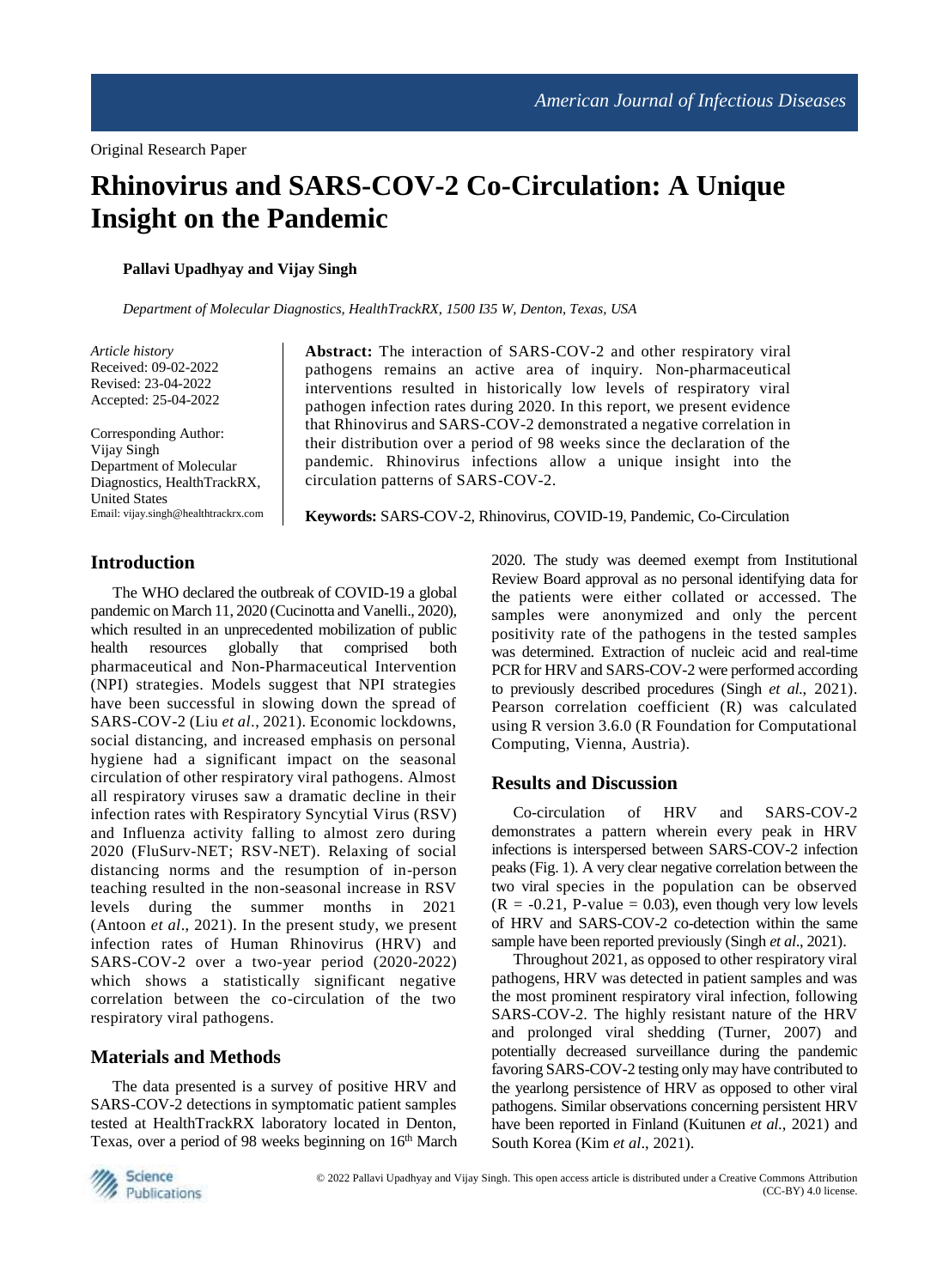Original Research Paper

# Rhinovirus and SARS-COV-2 Co-Circulation: A Unique Insight on the Pandemic

**Pallavi Upadhyay and Vijay Singh**

*Department of Molecular Diagnostics, HealthTrackRX, 1500 I35 W, Denton, Texas, USA*

*Article history*
Received: 09-02-2022
Revised: 23-04-2022
Accepted: 25-04-2022

Corresponding Author:
Vijay Singh
Department of Molecular Diagnostics, HealthTrackRX, United States
Email: vijay.singh@healthtrackrx.com

**Abstract:** The interaction of SARS-COV-2 and other respiratory viral pathogens remains an active area of inquiry. Non-pharmaceutical interventions resulted in historically low levels of respiratory viral pathogen infection rates during 2020. In this report, we present evidence that Rhinovirus and SARS-COV-2 demonstrated a negative correlation in their distribution over a period of 98 weeks since the declaration of the pandemic. Rhinovirus infections allow a unique insight into the circulation patterns of SARS-COV-2.

**Keywords:** SARS-COV-2, Rhinovirus, COVID-19, Pandemic, Co-Circulation

## Introduction

The WHO declared the outbreak of COVID-19 a global pandemic on March 11, 2020 (Cucinotta and Vanelli., 2020), which resulted in an unprecedented mobilization of public health resources globally that comprised both pharmaceutical and Non-Pharmaceutical Intervention (NPI) strategies. Models suggest that NPI strategies have been successful in slowing down the spread of SARS-COV-2 (Liu *et al*., 2021). Economic lockdowns, social distancing, and increased emphasis on personal hygiene had a significant impact on the seasonal circulation of other respiratory viral pathogens. Almost all respiratory viruses saw a dramatic decline in their infection rates with Respiratory Syncytial Virus (RSV) and Influenza activity falling to almost zero during 2020 (FluSurv-NET; RSV-NET). Relaxing of social distancing norms and the resumption of in-person teaching resulted in the non-seasonal increase in RSV levels during the summer months in 2021 (Antoon *et al*., 2021). In the present study, we present infection rates of Human Rhinovirus (HRV) and SARS-COV-2 over a two-year period (2020-2022) which shows a statistically significant negative correlation between the co-circulation of the two respiratory viral pathogens.

## Materials and Methods

The data presented is a survey of positive HRV and SARS-COV-2 detections in symptomatic patient samples tested at HealthTrackRX laboratory located in Denton, Texas, over a period of 98 weeks beginning on 16th March 2020. The study was deemed exempt from Institutional Review Board approval as no personal identifying data for the patients were either collated or accessed. The samples were anonymized and only the percent positivity rate of the pathogens in the tested samples was determined. Extraction of nucleic acid and real-time PCR for HRV and SARS-COV-2 were performed according to previously described procedures (Singh *et al*., 2021). Pearson correlation coefficient (R) was calculated using R version 3.6.0 (R Foundation for Computational Computing, Vienna, Austria).

## Results and Discussion

Co-circulation of HRV and SARS-COV-2 demonstrates a pattern wherein every peak in HRV infections is interspersed between SARS-COV-2 infection peaks (Fig. 1). A very clear negative correlation between the two viral species in the population can be observed ($R = -0.21$, P-value $= 0.03$), even though very low levels of HRV and SARS-COV-2 co-detection within the same sample have been reported previously (Singh *et al*., 2021).

Throughout 2021, as opposed to other respiratory viral pathogens, HRV was detected in patient samples and was the most prominent respiratory viral infection, following SARS-COV-2. The highly resistant nature of the HRV and prolonged viral shedding (Turner, 2007) and potentially decreased surveillance during the pandemic favoring SARS-COV-2 testing only may have contributed to the yearlong persistence of HRV as opposed to other viral pathogens. Similar observations concerning persistent HRV have been reported in Finland (Kuitunen *et al*., 2021) and South Korea (Kim *et al*., 2021).

© 2022 Pallavi Upadhyay and Vijay Singh. This open access article is distributed under a Creative Commons Attribution (CC-BY) 4.0 license.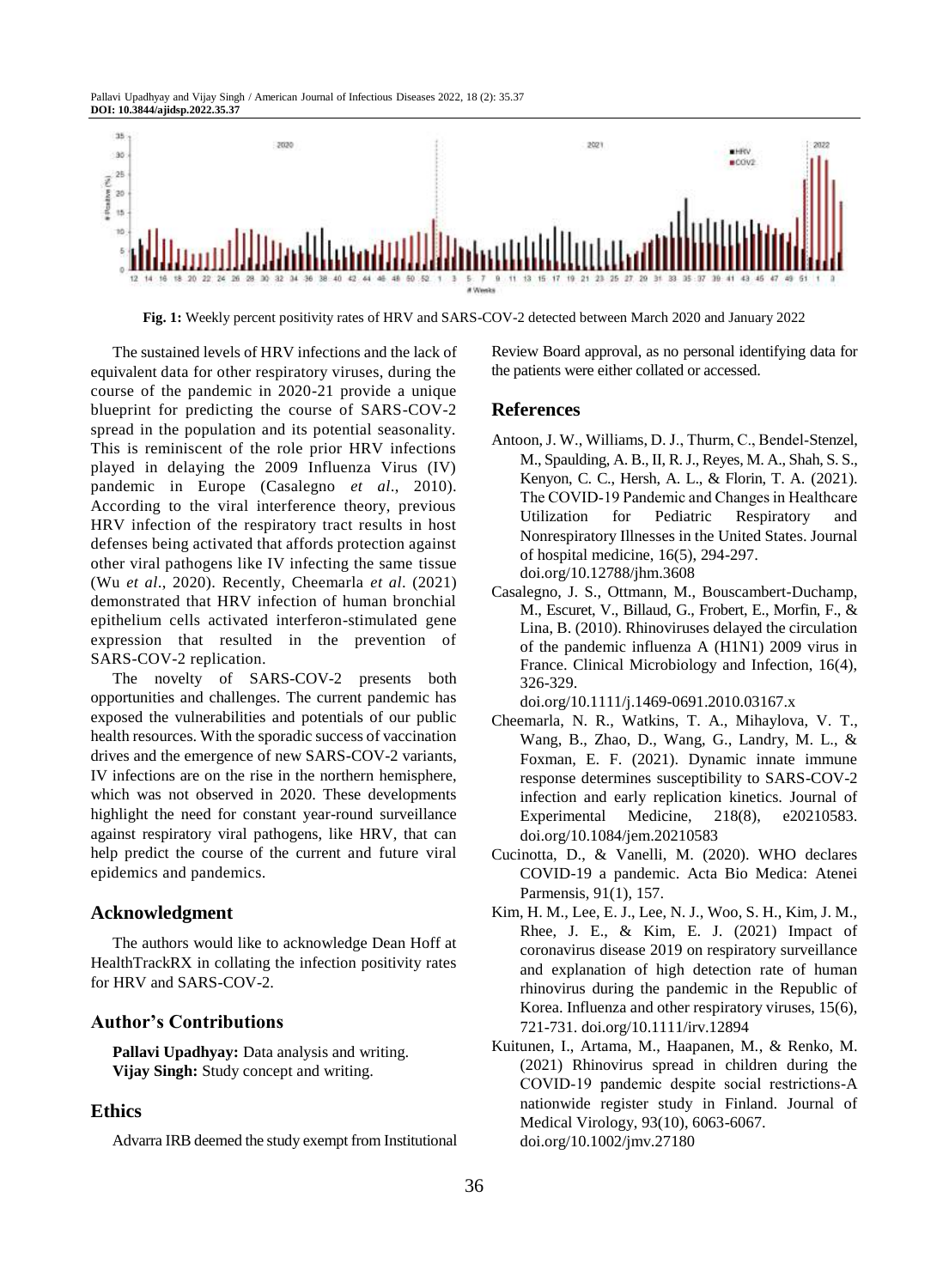Fig. 1: Weekly percent positivity rates of HRV and SARS-COV-2 detected between March 2020 and January 2022

The sustained levels of HRV infections and the lack of equivalent data for other respiratory viruses, during the course of the pandemic in 2020-21 provide a unique blueprint for predicting the course of SARS-COV-2 spread in the population and its potential seasonality. This is reminiscent of the role prior HRV infections played in delaying the 2009 Influenza Virus (IV) pandemic in Europe (Casalegno *et al*., 2010). According to the viral interference theory, previous HRV infection of the respiratory tract results in host defenses being activated that affords protection against other viral pathogens like IV infecting the same tissue (Wu *et al*., 2020). Recently, Cheemarla *et al*. (2021) demonstrated that HRV infection of human bronchial epithelium cells activated interferon-stimulated gene expression that resulted in the prevention of SARS-COV-2 replication.

The novelty of SARS-COV-2 presents both opportunities and challenges. The current pandemic has exposed the vulnerabilities and potentials of our public health resources. With the sporadic success of vaccination drives and the emergence of new SARS-COV-2 variants, IV infections are on the rise in the northern hemisphere, which was not observed in 2020. These developments highlight the need for constant year-round surveillance against respiratory viral pathogens, like HRV, that can help predict the course of the current and future viral epidemics and pandemics.

## Acknowledgment

The authors would like to acknowledge Dean Hoff at HealthTrackRX in collating the infection positivity rates for HRV and SARS-COV-2.

## Author's Contributions

**Pallavi Upadhyay:** Data analysis and writing.
**Vijay Singh:** Study concept and writing.

## Ethics

Advarra IRB deemed the study exempt from Institutional Review Board approval, as no personal identifying data for the patients were either collated or accessed.

## References

Antoon, J. W., Williams, D. J., Thurm, C., Bendel-Stenzel, M., Spaulding, A. B., II, R. J., Reyes, M. A., Shah, S. S., Kenyon, C. C., Hersh, A. L., & Florin, T. A. (2021). The COVID-19 Pandemic and Changes in Healthcare Utilization for Pediatric Respiratory and Nonrespiratory Illnesses in the United States. Journal of hospital medicine, 16(5), 294-297. doi.org/10.12788/jhm.3608

Casalegno, J. S., Ottmann, M., Bouscambert-Duchamp, M., Escuret, V., Billaud, G., Frobert, E., Morfin, F., & Lina, B. (2010). Rhinoviruses delayed the circulation of the pandemic influenza A (H1N1) 2009 virus in France. Clinical Microbiology and Infection, 16(4), 326-329. doi.org/10.1111/j.1469-0691.2010.03167.x

Cheemarla, N. R., Watkins, T. A., Mihaylova, V. T., Wang, B., Zhao, D., Wang, G., Landry, M. L., & Foxman, E. F. (2021). Dynamic innate immune response determines susceptibility to SARS-COV-2 infection and early replication kinetics. Journal of Experimental Medicine, 218(8), e20210583. doi.org/10.1084/jem.20210583

Cucinotta, D., & Vanelli, M. (2020). WHO declares COVID-19 a pandemic. Acta Bio Medica: Atenei Parmensis, 91(1), 157.

Kim, H. M., Lee, E. J., Lee, N. J., Woo, S. H., Kim, J. M., Rhee, J. E., & Kim, E. J. (2021) Impact of coronavirus disease 2019 on respiratory surveillance and explanation of high detection rate of human rhinovirus during the pandemic in the Republic of Korea. Influenza and other respiratory viruses, 15(6), 721-731. doi.org/10.1111/irv.12894

Kuitunen, I., Artama, M., Haapanen, M., & Renko, M. (2021) Rhinovirus spread in children during the COVID-19 pandemic despite social restrictions-A nationwide register study in Finland. Journal of Medical Virology, 93(10), 6063-6067. doi.org/10.1002/jmv.27180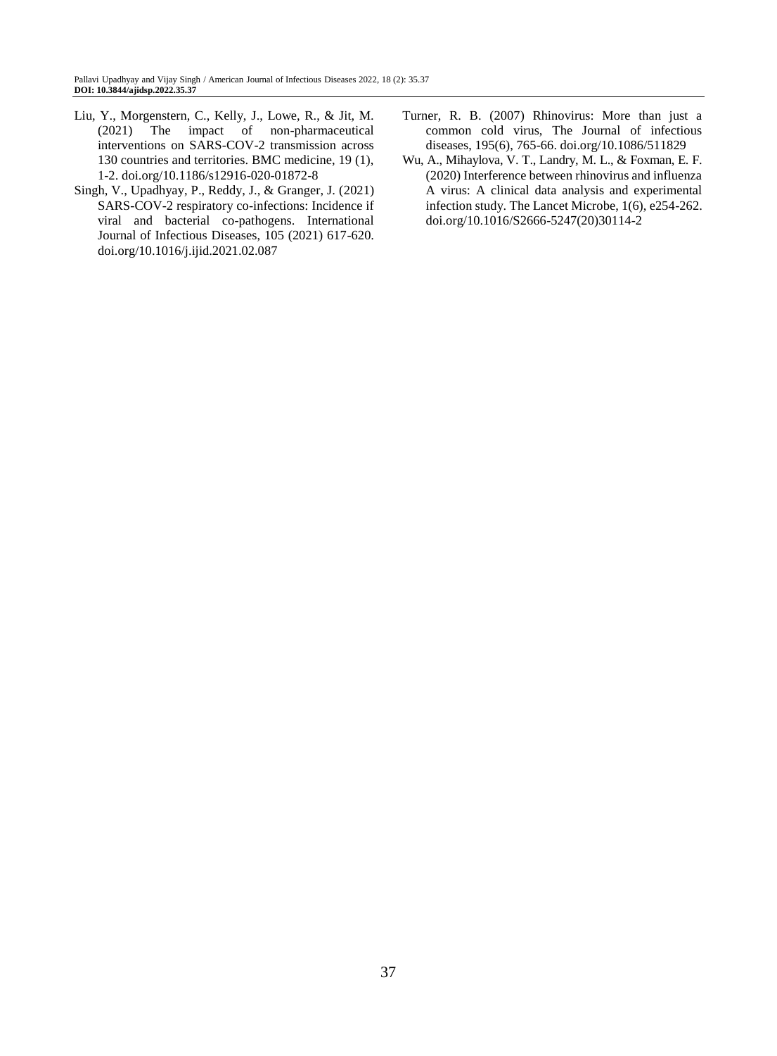Liu, Y., Morgenstern, C., Kelly, J., Lowe, R., & Jit, M. (2021) The impact of non-pharmaceutical interventions on SARS-COV-2 transmission across 130 countries and territories. BMC medicine, 19 (1), 1-2. doi.org/10.1186/s12916-020-01872-8

Singh, V., Upadhyay, P., Reddy, J., & Granger, J. (2021) SARS-COV-2 respiratory co-infections: Incidence if viral and bacterial co-pathogens. International Journal of Infectious Diseases, 105 (2021) 617-620. doi.org/10.1016/j.ijid.2021.02.087

Turner, R. B. (2007) Rhinovirus: More than just a common cold virus, The Journal of infectious diseases, 195(6), 765-66. doi.org/10.1086/511829

Wu, A., Mihaylova, V. T., Landry, M. L., & Foxman, E. F. (2020) Interference between rhinovirus and influenza A virus: A clinical data analysis and experimental infection study. The Lancet Microbe, 1(6), e254-262. doi.org/10.1016/S2666-5247(20)30114-2